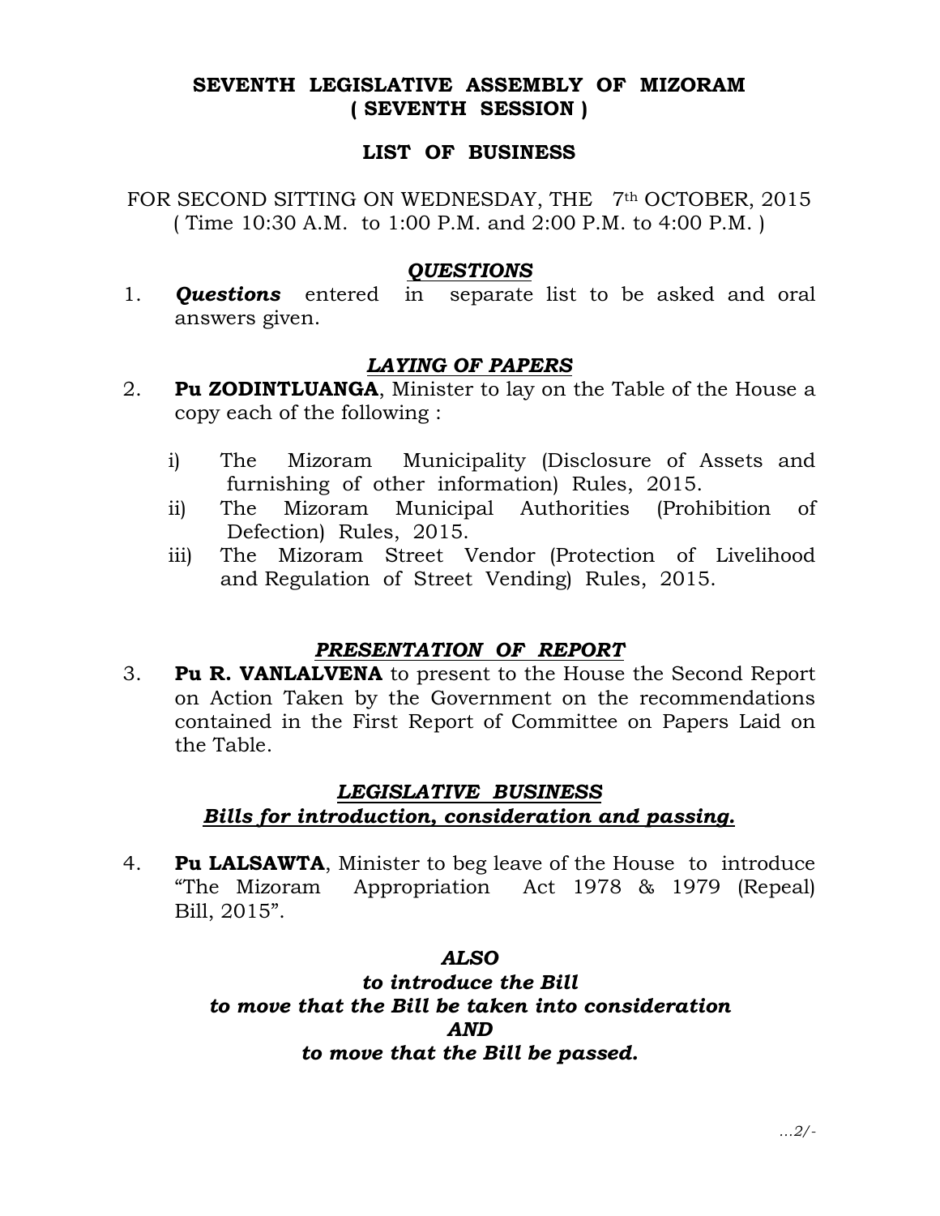# SEVENTH LEGISLATIVE ASSEMBLY OF MIZORAM
## ( SEVENTH SESSION )

## LIST OF BUSINESS

FOR SECOND SITTING ON WEDNESDAY, THE 7th OCTOBER, 2015
( Time 10:30 A.M. to 1:00 P.M. and 2:00 P.M. to 4:00 P.M. )

### *QUESTIONS*

1. ***Questions*** entered in separate list to be asked and oral answers given.

### *LAYING OF PAPERS*

2. **Pu ZODINTLUANGA**, Minister to lay on the Table of the House a copy each of the following :

   i) The Mizoram Municipality (Disclosure of Assets and furnishing of other information) Rules, 2015.
   ii) The Mizoram Municipal Authorities (Prohibition of Defection) Rules, 2015.
   iii) The Mizoram Street Vendor (Protection of Livelihood and Regulation of Street Vending) Rules, 2015.

### *PRESENTATION OF REPORT*

3. **Pu R. VANLALVENA** to present to the House the Second Report on Action Taken by the Government on the recommendations contained in the First Report of Committee on Papers Laid on the Table.

### *LEGISLATIVE BUSINESS*
### *Bills for introduction, consideration and passing.*

4. **Pu LALSAWTA**, Minister to beg leave of the House to introduce "The Mizoram Appropriation Act 1978 & 1979 (Repeal) Bill, 2015".

***ALSO***
***to introduce the Bill***
***to move that the Bill be taken into consideration***
***AND***
***to move that the Bill be passed.***

...2/-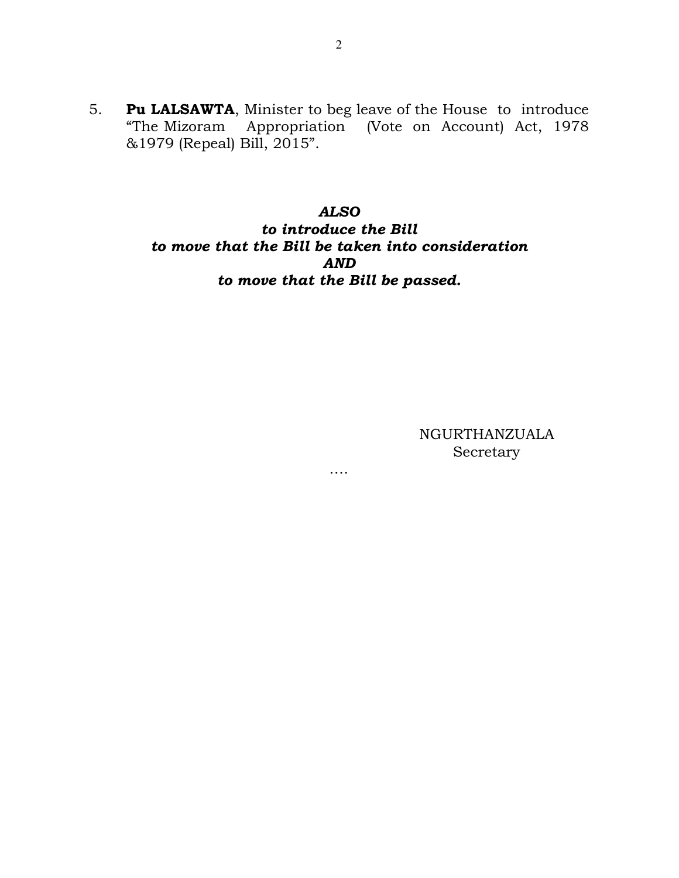5. **Pu LALSAWTA**, Minister to beg leave of the House to introduce "The Mizoram Appropriation (Vote on Account) Act, 1978 &1979 (Repeal) Bill, 2015".

***ALSO***
***to introduce the Bill***
***to move that the Bill be taken into consideration***
***AND***
***to move that the Bill be passed.***

NGURTHANZUALA
Secretary

….